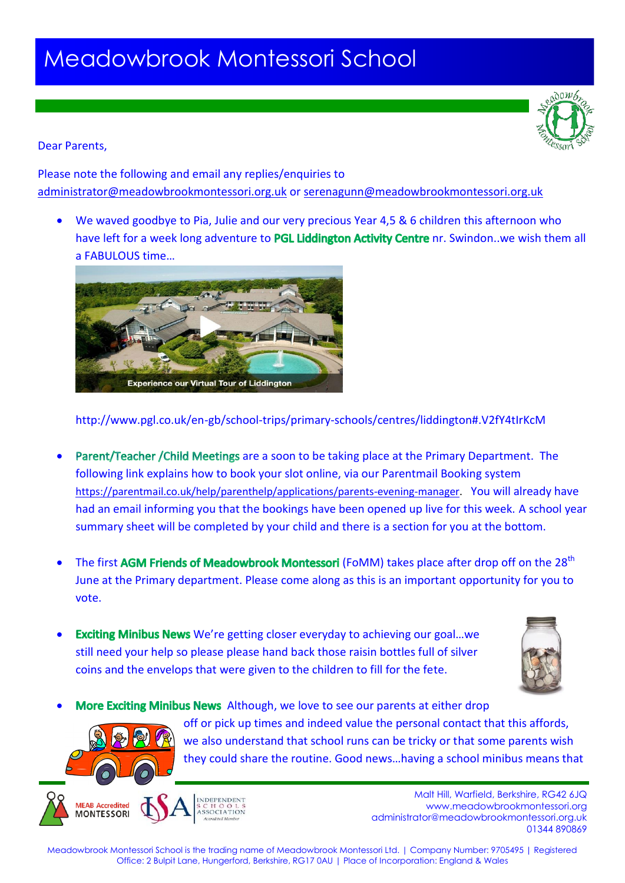# Meadowbrook Montessori School

Dear Parents,

Please note the following and email any replies/enquiries to administrator@meadowbrookmontessori.org.uk or serenagunn@meadowbrookmontessori.org.uk

- We waved goodbye to Pia, Julie and our very precious Year 4,5 & 6 children this afternoon who have left for a week long adventure to **PGL Liddington Activity Centre** nr. Swindon..we wish them all a FABULOUS time…

  Experience our Virtual Tour of Liddington

  http://www.pgl.co.uk/en-gb/school-trips/primary-schools/centres/liddington#.V2fY4tIrKcM

- **Parent/Teacher /Child Meetings** are a soon to be taking place at the Primary Department. The following link explains how to book your slot online, via our Parentmail Booking system https://parentmail.co.uk/help/parenthelp/applications/parents-evening-manager. You will already have had an email informing you that the bookings have been opened up live for this week. A school year summary sheet will be completed by your child and there is a section for you at the bottom.

- The first **AGM Friends of Meadowbrook Montessori** (FoMM) takes place after drop off on the 28th June at the Primary department. Please come along as this is an important opportunity for you to vote.

- **Exciting Minibus News** We're getting closer everyday to achieving our goal…we still need your help so please please hand back those raisin bottles full of silver coins and the envelops that were given to the children to fill for the fete.

- **More Exciting Minibus News** Although, we love to see our parents at either drop off or pick up times and indeed value the personal contact that this affords, we also understand that school runs can be tricky or that some parents wish they could share the routine. Good news…having a school minibus means that

MEAB Accredited MONTESSORI | ISA Independent Schools Association Accredited Member

Malt Hill, Warfield, Berkshire, RG42 6JQ
www.meadowbrookmontessori.org
administrator@meadowbrookmontessori.org.uk
01344 890869

Meadowbrook Montessori School is the trading name of Meadowbrook Montessori Ltd. | Company Number: 9705495 | Registered Office: 2 Bulpit Lane, Hungerford, Berkshire, RG17 0AU | Place of Incorporation: England & Wales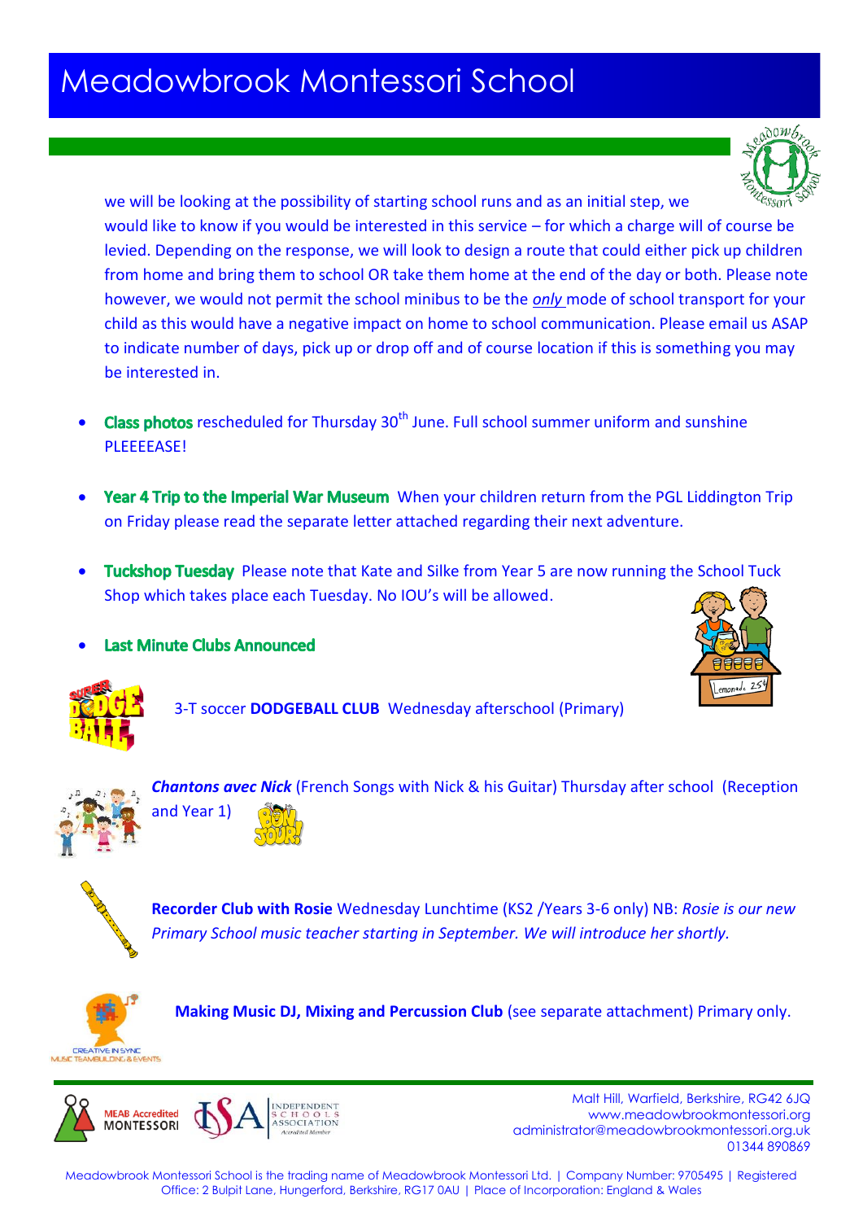we will be looking at the possibility of starting school runs and as an initial step, we would like to know if you would be interested in this service – for which a charge will of course be levied. Depending on the response, we will look to design a route that could either pick up children from home and bring them to school OR take them home at the end of the day or both. Please note however, we would not permit the school minibus to be the *only* mode of school transport for your child as this would have a negative impact on home to school communication. Please email us ASAP to indicate number of days, pick up or drop off and of course location if this is something you may be interested in.

- **Class photos** rescheduled for Thursday 30th June. Full school summer uniform and sunshine PLEEEEASE!

- **Year 4 Trip to the Imperial War Museum** When your children return from the PGL Liddington Trip on Friday please read the separate letter attached regarding their next adventure.

- **Tuckshop Tuesday** Please note that Kate and Silke from Year 5 are now running the School Tuck Shop which takes place each Tuesday. No IOU's will be allowed.

- **Last Minute Clubs Announced**

3-T soccer **DODGEBALL CLUB** Wednesday afterschool (Primary)

***Chantons avec Nick*** (French Songs with Nick & his Guitar) Thursday after school (Reception and Year 1)

**Recorder Club with Rosie** Wednesday Lunchtime (KS2 /Years 3-6 only) NB: *Rosie is our new Primary School music teacher starting in September. We will introduce her shortly.*

**Making Music DJ, Mixing and Percussion Club** (see separate attachment) Primary only.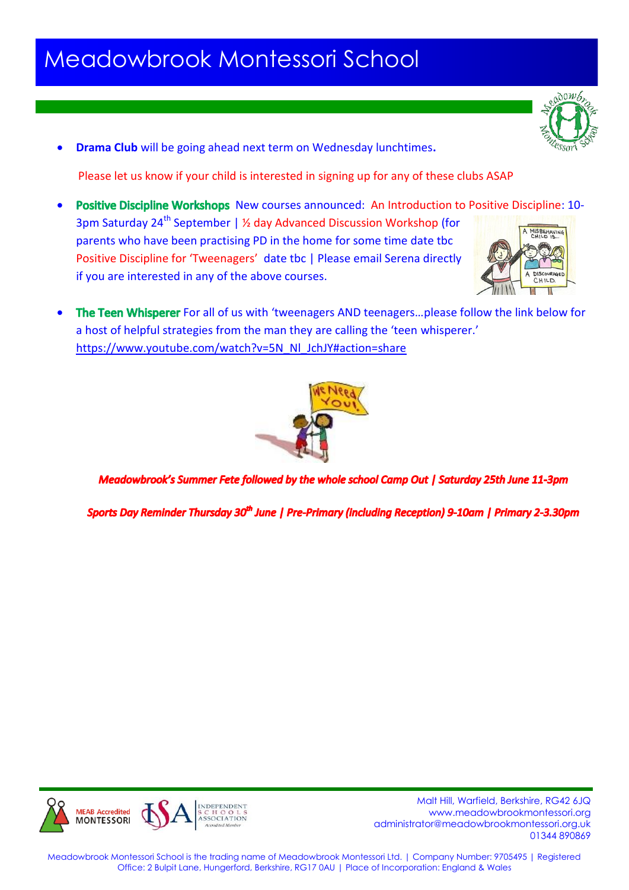# Meadowbrook Montessori School

- **Drama Club** will be going ahead next term on Wednesday lunchtimes**.**

  Please let us know if your child is interested in signing up for any of these clubs ASAP

- **Positive Discipline Workshops** New courses announced: An Introduction to Positive Discipline: 10-3pm Saturday 24th September | ½ day Advanced Discussion Workshop (for parents who have been practising PD in the home for some time date tbc Positive Discipline for 'Tweenagers' date tbc | Please email Serena directly if you are interested in any of the above courses.

- **The Teen Whisperer** For all of us with 'tweenagers AND teenagers…please follow the link below for a host of helpful strategies from the man they are calling the 'teen whisperer.' https://www.youtube.com/watch?v=5N_Nl_JchJY#action=share

***Meadowbrook's Summer Fete followed by the whole school Camp Out | Saturday 25th June 11-3pm***

***Sports Day Reminder Thursday 30th June | Pre-Primary (including Reception) 9-10am | Primary 2-3.30pm***

MEAB Accredited MONTESSORI | ISA Independent Schools Association Accredited Member

Malt Hill, Warfield, Berkshire, RG42 6JQ
www.meadowbrookmontessori.org
administrator@meadowbrookmontessori.org.uk
01344 890869

Meadowbrook Montessori School is the trading name of Meadowbrook Montessori Ltd. | Company Number: 9705495 | Registered Office: 2 Bulpit Lane, Hungerford, Berkshire, RG17 0AU | Place of Incorporation: England & Wales